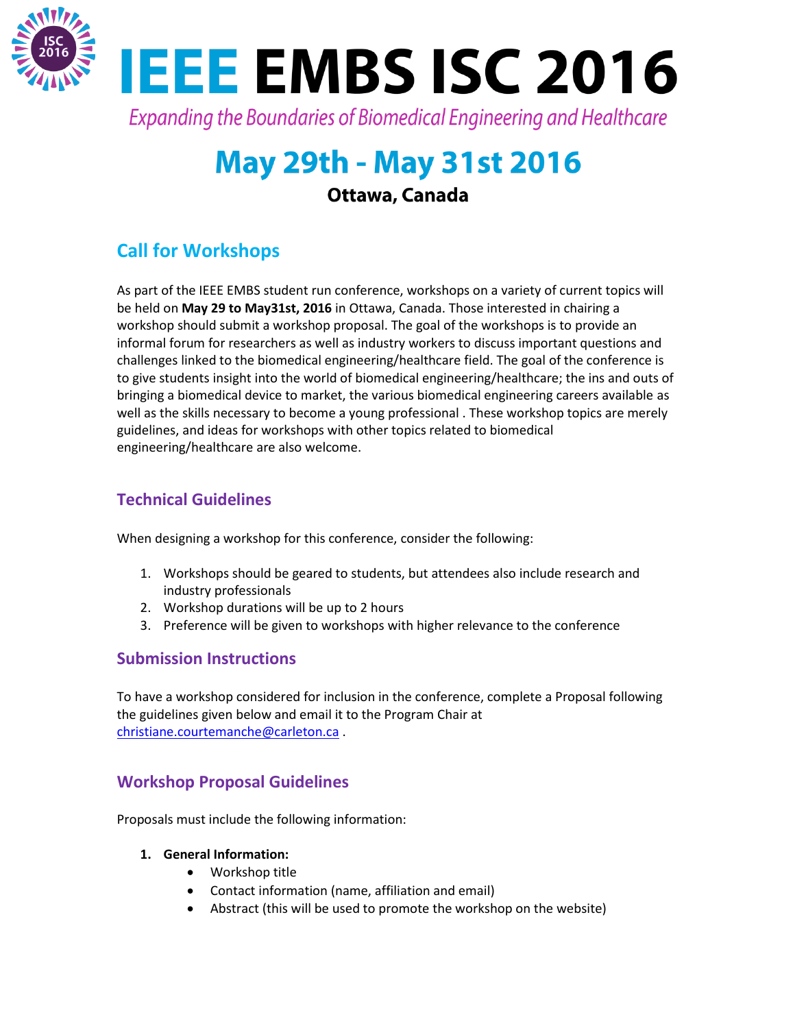# IEEE EMBS ISC 2016

*Expanding the Boundaries of Biomedical Engineering and Healthcare*

## May 29th - May 31st 2016

**Ottawa, Canada**

## Call for Workshops

As part of the IEEE EMBS student run conference, workshops on a variety of current topics will be held on **May 29 to May31st, 2016** in Ottawa, Canada. Those interested in chairing a workshop should submit a workshop proposal. The goal of the workshops is to provide an informal forum for researchers as well as industry workers to discuss important questions and challenges linked to the biomedical engineering/healthcare field. The goal of the conference is to give students insight into the world of biomedical engineering/healthcare; the ins and outs of bringing a biomedical device to market, the various biomedical engineering careers available as well as the skills necessary to become a young professional . These workshop topics are merely guidelines, and ideas for workshops with other topics related to biomedical engineering/healthcare are also welcome.

### Technical Guidelines

When designing a workshop for this conference, consider the following:

1. Workshops should be geared to students, but attendees also include research and industry professionals
2. Workshop durations will be up to 2 hours
3. Preference will be given to workshops with higher relevance to the conference

### Submission Instructions

To have a workshop considered for inclusion in the conference, complete a Proposal following the guidelines given below and email it to the Program Chair at christiane.courtemanche@carleton.ca .

### Workshop Proposal Guidelines

Proposals must include the following information:

1. **General Information:**
   - Workshop title
   - Contact information (name, affiliation and email)
   - Abstract (this will be used to promote the workshop on the website)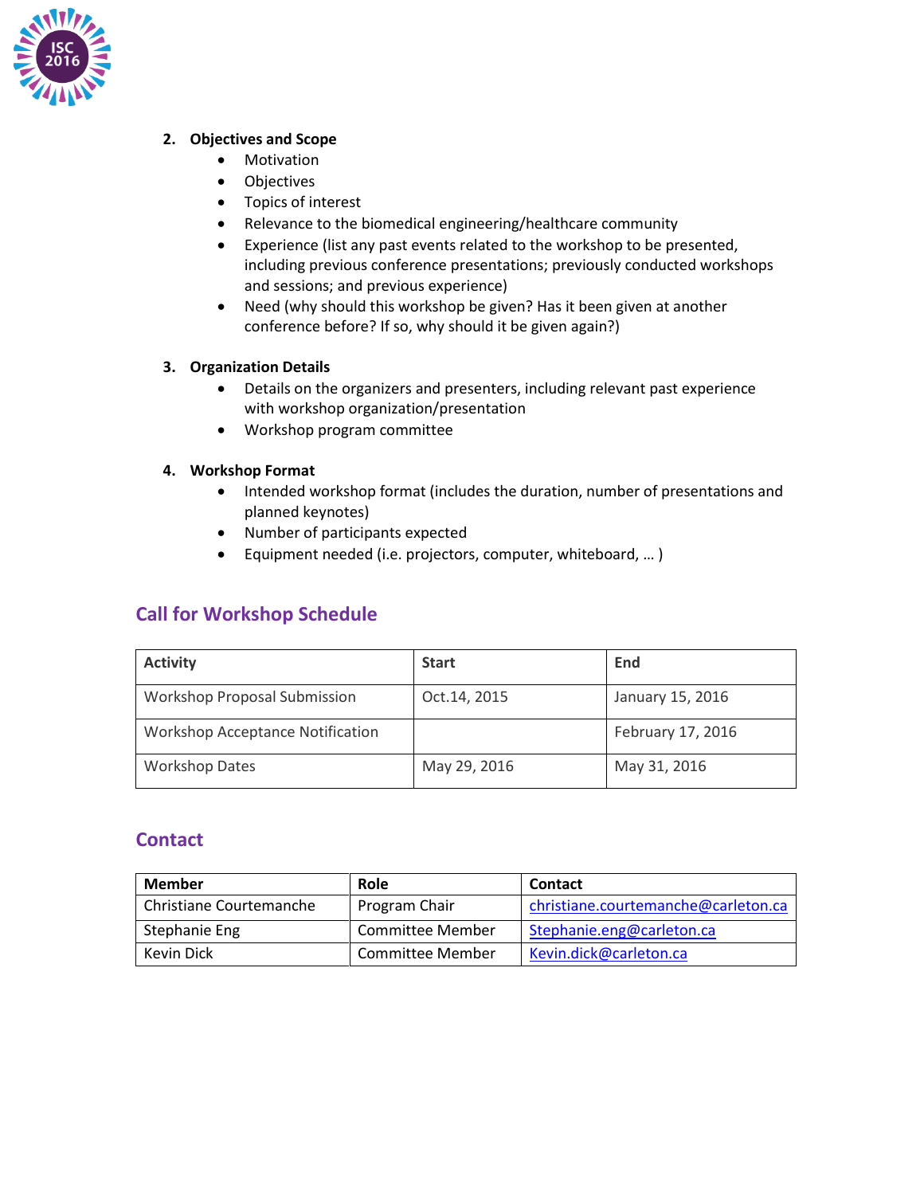2. **Objectives and Scope**
    - Motivation
    - Objectives
    - Topics of interest
    - Relevance to the biomedical engineering/healthcare community
    - Experience (list any past events related to the workshop to be presented, including previous conference presentations; previously conducted workshops and sessions; and previous experience)
    - Need (why should this workshop be given? Has it been given at another conference before? If so, why should it be given again?)

3. **Organization Details**
    - Details on the organizers and presenters, including relevant past experience with workshop organization/presentation
    - Workshop program committee

4. **Workshop Format**
    - Intended workshop format (includes the duration, number of presentations and planned keynotes)
    - Number of participants expected
    - Equipment needed (i.e. projectors, computer, whiteboard, … )

## Call for Workshop Schedule

| Activity | Start | End |
|---|---|---|
| Workshop Proposal Submission | Oct.14, 2015 | January 15, 2016 |
| Workshop Acceptance Notification | | February 17, 2016 |
| Workshop Dates | May 29, 2016 | May 31, 2016 |

## Contact

| Member | Role | Contact |
|---|---|---|
| Christiane Courtemanche | Program Chair | christiane.courtemanche@carleton.ca |
| Stephanie Eng | Committee Member | Stephanie.eng@carleton.ca |
| Kevin Dick | Committee Member | Kevin.dick@carleton.ca |